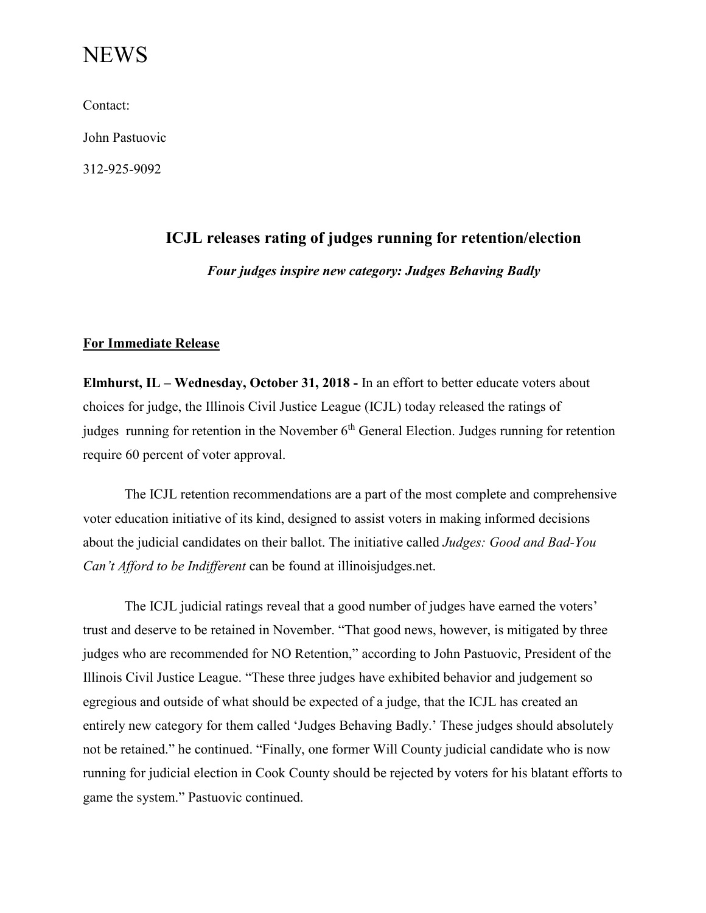# NEWS

Contact:

John Pastuovic

312-925-9092

## ICJL releases rating of judges running for retention/election

***Four judges inspire new category: Judges Behaving Badly***

**For Immediate Release**

**Elmhurst, IL – Wednesday, October 31, 2018 -** In an effort to better educate voters about choices for judge, the Illinois Civil Justice League (ICJL) today released the ratings of judges running for retention in the November 6th General Election. Judges running for retention require 60 percent of voter approval.

The ICJL retention recommendations are a part of the most complete and comprehensive voter education initiative of its kind, designed to assist voters in making informed decisions about the judicial candidates on their ballot. The initiative called *Judges: Good and Bad-You Can't Afford to be Indifferent* can be found at illinoisjudges.net.

The ICJL judicial ratings reveal that a good number of judges have earned the voters' trust and deserve to be retained in November. "That good news, however, is mitigated by three judges who are recommended for NO Retention," according to John Pastuovic, President of the Illinois Civil Justice League. "These three judges have exhibited behavior and judgement so egregious and outside of what should be expected of a judge, that the ICJL has created an entirely new category for them called 'Judges Behaving Badly.' These judges should absolutely not be retained." he continued. "Finally, one former Will County judicial candidate who is now running for judicial election in Cook County should be rejected by voters for his blatant efforts to game the system." Pastuovic continued.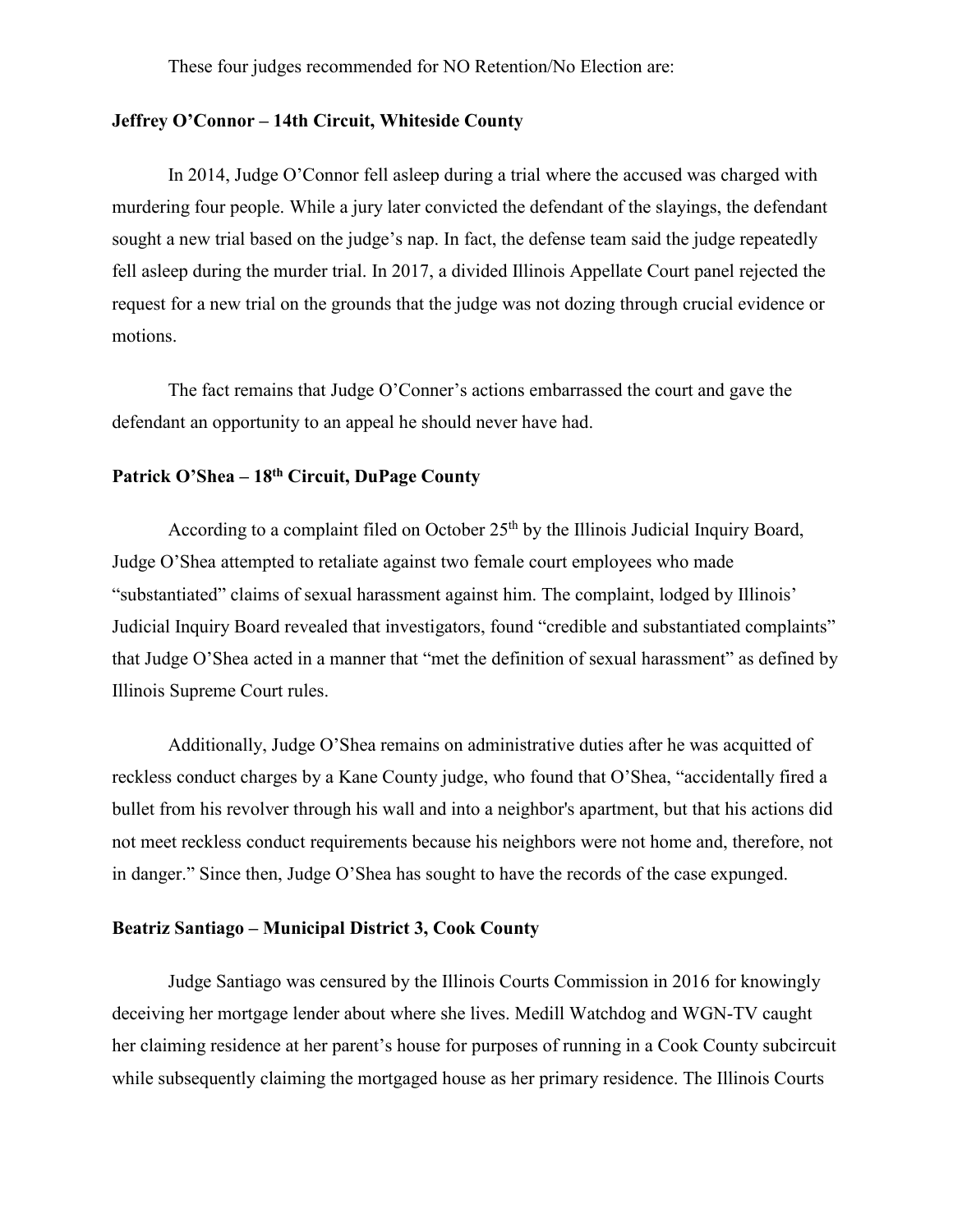These four judges recommended for NO Retention/No Election are:

**Jeffrey O'Connor – 14th Circuit, Whiteside County**

In 2014, Judge O'Connor fell asleep during a trial where the accused was charged with murdering four people. While a jury later convicted the defendant of the slayings, the defendant sought a new trial based on the judge's nap. In fact, the defense team said the judge repeatedly fell asleep during the murder trial. In 2017, a divided Illinois Appellate Court panel rejected the request for a new trial on the grounds that the judge was not dozing through crucial evidence or motions.

The fact remains that Judge O'Conner's actions embarrassed the court and gave the defendant an opportunity to an appeal he should never have had.

**Patrick O'Shea – 18th Circuit, DuPage County**

According to a complaint filed on October 25th by the Illinois Judicial Inquiry Board, Judge O'Shea attempted to retaliate against two female court employees who made "substantiated" claims of sexual harassment against him. The complaint, lodged by Illinois' Judicial Inquiry Board revealed that investigators, found "credible and substantiated complaints" that Judge O'Shea acted in a manner that "met the definition of sexual harassment" as defined by Illinois Supreme Court rules.

Additionally, Judge O'Shea remains on administrative duties after he was acquitted of reckless conduct charges by a Kane County judge, who found that O'Shea, "accidentally fired a bullet from his revolver through his wall and into a neighbor's apartment, but that his actions did not meet reckless conduct requirements because his neighbors were not home and, therefore, not in danger." Since then, Judge O'Shea has sought to have the records of the case expunged.

**Beatriz Santiago – Municipal District 3, Cook County**

Judge Santiago was censured by the Illinois Courts Commission in 2016 for knowingly deceiving her mortgage lender about where she lives. Medill Watchdog and WGN-TV caught her claiming residence at her parent's house for purposes of running in a Cook County subcircuit while subsequently claiming the mortgaged house as her primary residence. The Illinois Courts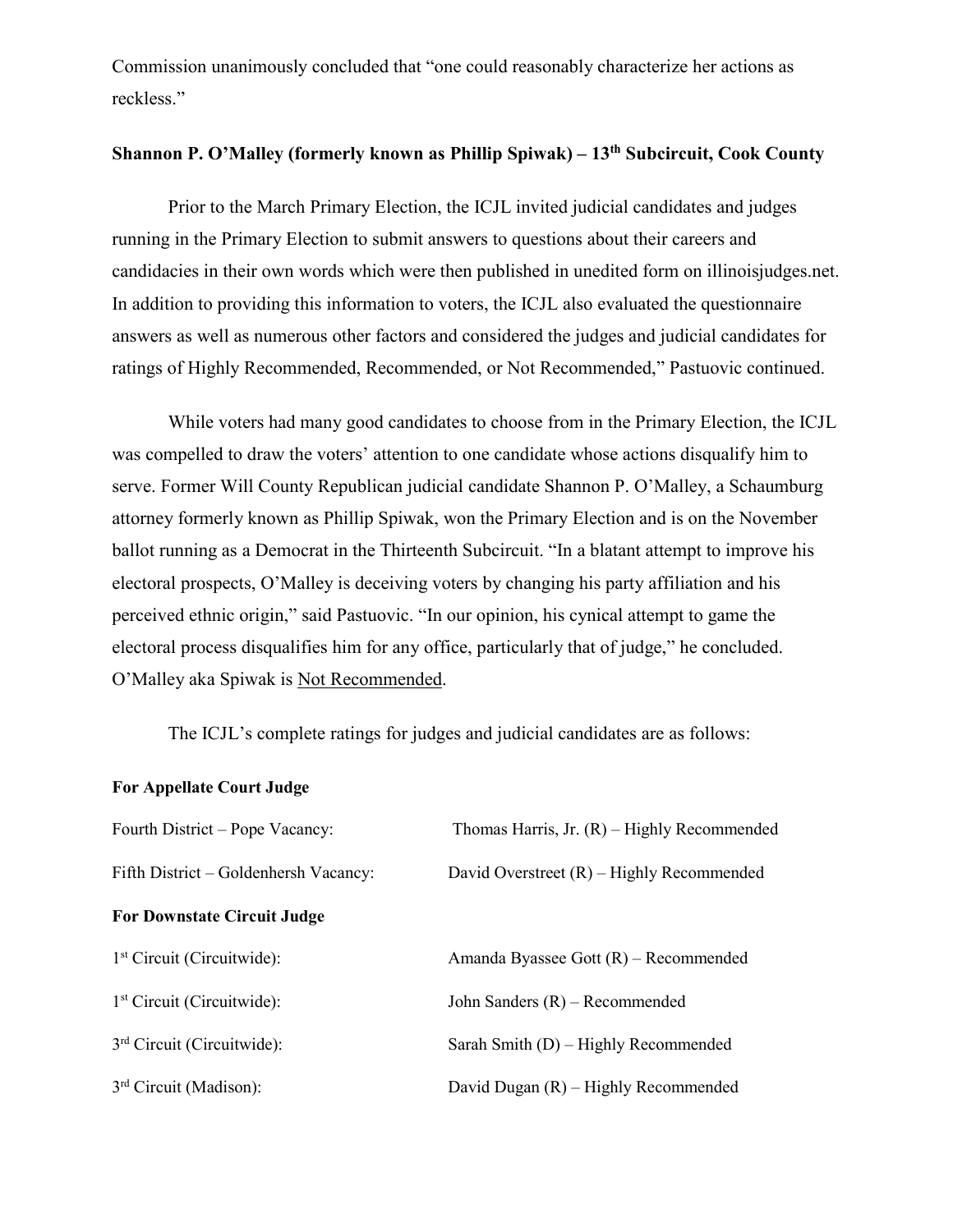Commission unanimously concluded that "one could reasonably characterize her actions as reckless."

**Shannon P. O'Malley (formerly known as Phillip Spiwak) – 13th Subcircuit, Cook County**

Prior to the March Primary Election, the ICJL invited judicial candidates and judges running in the Primary Election to submit answers to questions about their careers and candidacies in their own words which were then published in unedited form on illinoisjudges.net. In addition to providing this information to voters, the ICJL also evaluated the questionnaire answers as well as numerous other factors and considered the judges and judicial candidates for ratings of Highly Recommended, Recommended, or Not Recommended," Pastuovic continued.

While voters had many good candidates to choose from in the Primary Election, the ICJL was compelled to draw the voters' attention to one candidate whose actions disqualify him to serve. Former Will County Republican judicial candidate Shannon P. O'Malley, a Schaumburg attorney formerly known as Phillip Spiwak, won the Primary Election and is on the November ballot running as a Democrat in the Thirteenth Subcircuit. "In a blatant attempt to improve his electoral prospects, O'Malley is deceiving voters by changing his party affiliation and his perceived ethnic origin," said Pastuovic. "In our opinion, his cynical attempt to game the electoral process disqualifies him for any office, particularly that of judge," he concluded. O'Malley aka Spiwak is Not Recommended.

The ICJL's complete ratings for judges and judicial candidates are as follows:

**For Appellate Court Judge**

| | |
|---|---|
| Fourth District – Pope Vacancy: | Thomas Harris, Jr. (R) – Highly Recommended |
| Fifth District – Goldenhersh Vacancy: | David Overstreet (R) – Highly Recommended |

**For Downstate Circuit Judge**

| | |
|---|---|
| 1st Circuit (Circuitwide): | Amanda Byassee Gott (R) – Recommended |
| 1st Circuit (Circuitwide): | John Sanders (R) – Recommended |
| 3rd Circuit (Circuitwide): | Sarah Smith (D) – Highly Recommended |
| 3rd Circuit (Madison): | David Dugan (R) – Highly Recommended |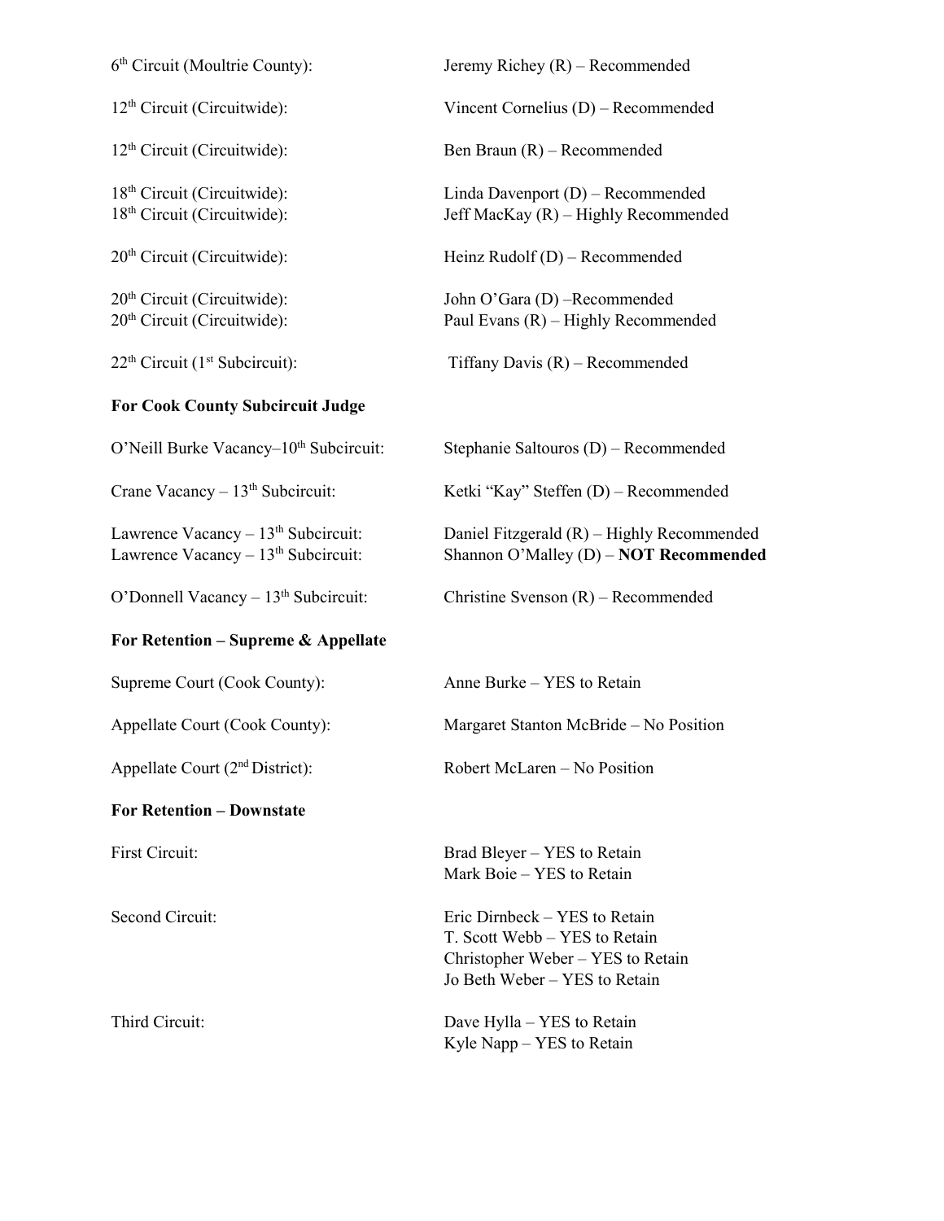6th Circuit (Moultrie County): Jeremy Richey (R) – Recommended

12th Circuit (Circuitwide): Vincent Cornelius (D) – Recommended

12th Circuit (Circuitwide): Ben Braun (R) – Recommended

18th Circuit (Circuitwide): Linda Davenport (D) – Recommended
18th Circuit (Circuitwide): Jeff MacKay (R) – Highly Recommended

20th Circuit (Circuitwide): Heinz Rudolf (D) – Recommended

20th Circuit (Circuitwide): John O'Gara (D) –Recommended
20th Circuit (Circuitwide): Paul Evans (R) – Highly Recommended

22th Circuit (1st Subcircuit): Tiffany Davis (R) – Recommended

**For Cook County Subcircuit Judge**

O'Neill Burke Vacancy–10th Subcircuit: Stephanie Saltouros (D) – Recommended

Crane Vacancy – 13th Subcircuit: Ketki "Kay" Steffen (D) – Recommended

Lawrence Vacancy – 13th Subcircuit: Daniel Fitzgerald (R) – Highly Recommended
Lawrence Vacancy – 13th Subcircuit: Shannon O'Malley (D) – **NOT Recommended**

O'Donnell Vacancy – 13th Subcircuit: Christine Svenson (R) – Recommended

**For Retention – Supreme & Appellate**

Supreme Court (Cook County): Anne Burke – YES to Retain

Appellate Court (Cook County): Margaret Stanton McBride – No Position

Appellate Court (2nd District): Robert McLaren – No Position

**For Retention – Downstate**

First Circuit:
Brad Bleyer – YES to Retain
Mark Boie – YES to Retain

Second Circuit:
Eric Dirnbeck – YES to Retain
T. Scott Webb – YES to Retain
Christopher Weber – YES to Retain
Jo Beth Weber – YES to Retain

Third Circuit:
Dave Hylla – YES to Retain
Kyle Napp – YES to Retain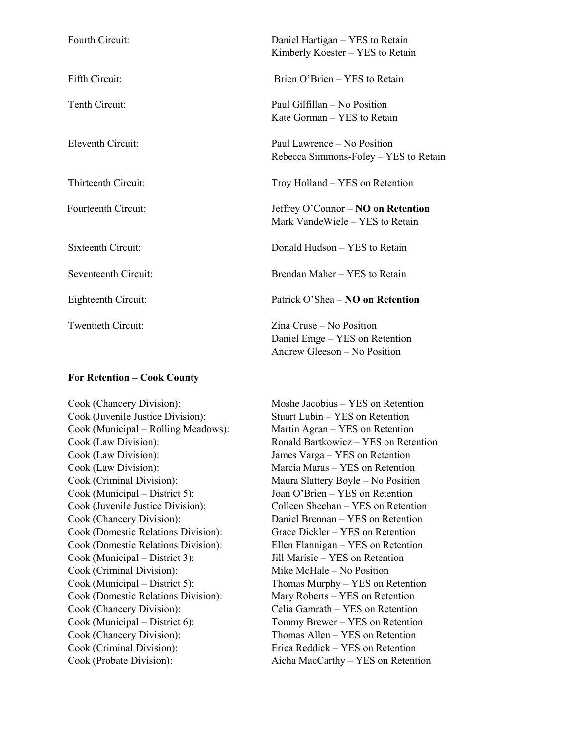| | |
|---|---|
| Fourth Circuit: | Daniel Hartigan – YES to Retain<br>Kimberly Koester – YES to Retain |
| Fifth Circuit: | Brien O'Brien – YES to Retain |
| Tenth Circuit: | Paul Gilfillan – No Position<br>Kate Gorman – YES to Retain |
| Eleventh Circuit: | Paul Lawrence – No Position<br>Rebecca Simmons-Foley – YES to Retain |
| Thirteenth Circuit: | Troy Holland – YES on Retention |
| Fourteenth Circuit: | Jeffrey O'Connor – **NO on Retention**<br>Mark VandeWiele – YES to Retain |
| Sixteenth Circuit: | Donald Hudson – YES to Retain |
| Seventeenth Circuit: | Brendan Maher – YES to Retain |
| Eighteenth Circuit: | Patrick O'Shea – **NO on Retention** |
| Twentieth Circuit: | Zina Cruse – No Position<br>Daniel Emge – YES on Retention<br>Andrew Gleeson – No Position |

**For Retention – Cook County**

| | |
|---|---|
| Cook (Chancery Division): | Moshe Jacobius – YES on Retention |
| Cook (Juvenile Justice Division): | Stuart Lubin – YES on Retention |
| Cook (Municipal – Rolling Meadows): | Martin Agran – YES on Retention |
| Cook (Law Division): | Ronald Bartkowicz – YES on Retention |
| Cook (Law Division): | James Varga – YES on Retention |
| Cook (Law Division): | Marcia Maras – YES on Retention |
| Cook (Criminal Division): | Maura Slattery Boyle – No Position |
| Cook (Municipal – District 5): | Joan O'Brien – YES on Retention |
| Cook (Juvenile Justice Division): | Colleen Sheehan – YES on Retention |
| Cook (Chancery Division): | Daniel Brennan – YES on Retention |
| Cook (Domestic Relations Division): | Grace Dickler – YES on Retention |
| Cook (Domestic Relations Division): | Ellen Flannigan – YES on Retention |
| Cook (Municipal – District 3): | Jill Marisie – YES on Retention |
| Cook (Criminal Division): | Mike McHale – No Position |
| Cook (Municipal – District 5): | Thomas Murphy – YES on Retention |
| Cook (Domestic Relations Division): | Mary Roberts – YES on Retention |
| Cook (Chancery Division): | Celia Gamrath – YES on Retention |
| Cook (Municipal – District 6): | Tommy Brewer – YES on Retention |
| Cook (Chancery Division): | Thomas Allen – YES on Retention |
| Cook (Criminal Division): | Erica Reddick – YES on Retention |
| Cook (Probate Division): | Aicha MacCarthy – YES on Retention |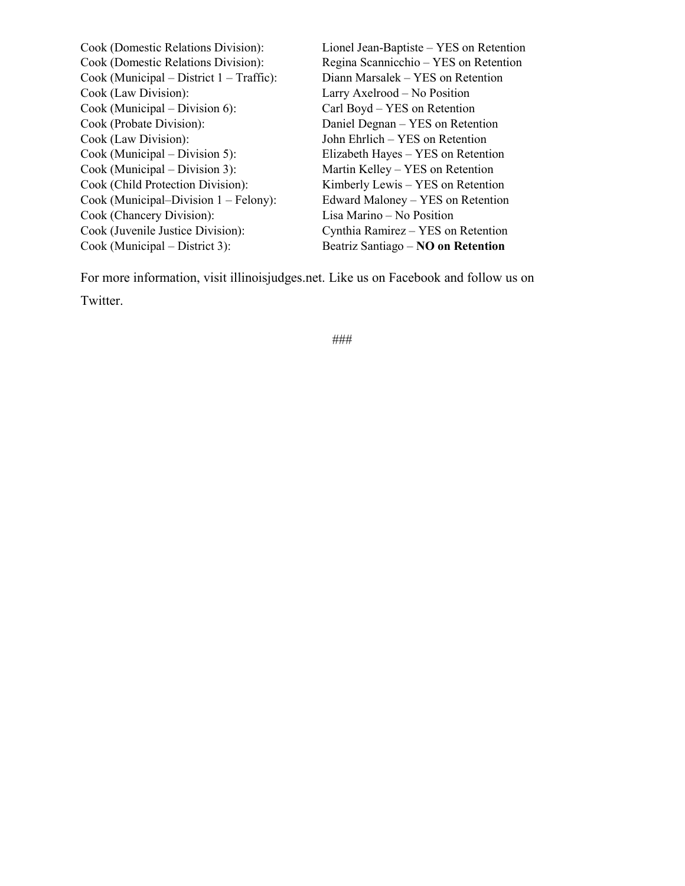| | |
|---|---|
| Cook (Domestic Relations Division): | Lionel Jean-Baptiste – YES on Retention |
| Cook (Domestic Relations Division): | Regina Scannicchio – YES on Retention |
| Cook (Municipal – District 1 – Traffic): | Diann Marsalek – YES on Retention |
| Cook (Law Division): | Larry Axelrood – No Position |
| Cook (Municipal – Division 6): | Carl Boyd – YES on Retention |
| Cook (Probate Division): | Daniel Degnan – YES on Retention |
| Cook (Law Division): | John Ehrlich – YES on Retention |
| Cook (Municipal – Division 5): | Elizabeth Hayes – YES on Retention |
| Cook (Municipal – Division 3): | Martin Kelley – YES on Retention |
| Cook (Child Protection Division): | Kimberly Lewis – YES on Retention |
| Cook (Municipal–Division 1 – Felony): | Edward Maloney – YES on Retention |
| Cook (Chancery Division): | Lisa Marino – No Position |
| Cook (Juvenile Justice Division): | Cynthia Ramirez – YES on Retention |
| Cook (Municipal – District 3): | Beatriz Santiago – **NO on Retention** |

For more information, visit illinoisjudges.net. Like us on Facebook and follow us on Twitter.

###